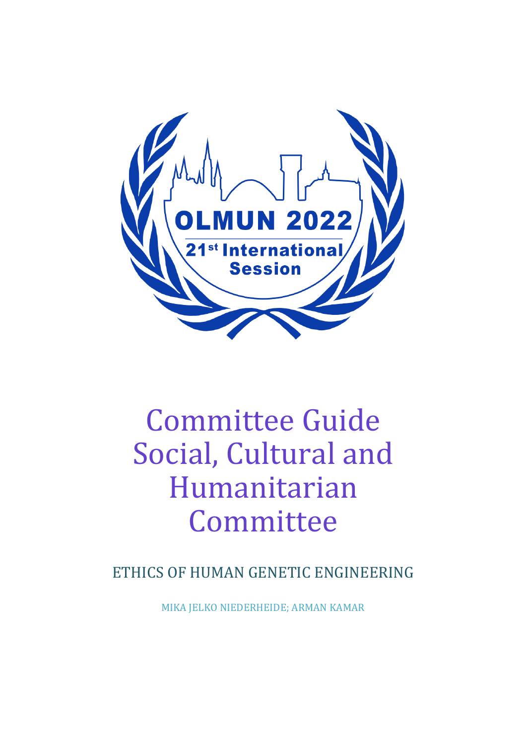OLMUN 2022

21st International Session

# Committee Guide Social, Cultural and Humanitarian Committee

## ETHICS OF HUMAN GENETIC ENGINEERING

MIKA JELKO NIEDERHEIDE; ARMAN KAMAR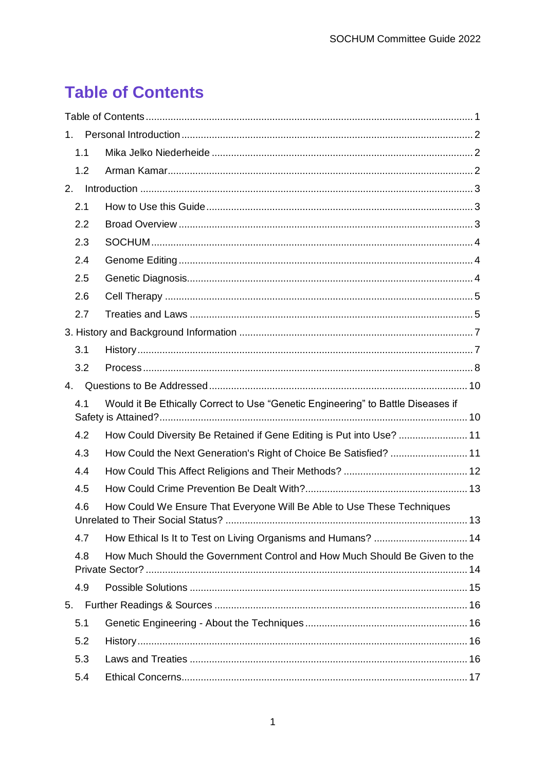# Table of Contents

Table of Contents ..... 1

1. Personal Introduction ..... 2
   - 1.1 Mika Jelko Niederheide ..... 2
   - 1.2 Arman Kamar ..... 2
2. Introduction ..... 3
   - 2.1 How to Use this Guide ..... 3
   - 2.2 Broad Overview ..... 3
   - 2.3 SOCHUM ..... 4
   - 2.4 Genome Editing ..... 4
   - 2.5 Genetic Diagnosis ..... 4
   - 2.6 Cell Therapy ..... 5
   - 2.7 Treaties and Laws ..... 5
3. History and Background Information ..... 7
   - 3.1 History ..... 7
   - 3.2 Process ..... 8
4. Questions to Be Addressed ..... 10
   - 4.1 Would it Be Ethically Correct to Use “Genetic Engineering” to Battle Diseases if Safety is Attained? ..... 10
   - 4.2 How Could Diversity Be Retained if Gene Editing is Put into Use? ..... 11
   - 4.3 How Could the Next Generation's Right of Choice Be Satisfied? ..... 11
   - 4.4 How Could This Affect Religions and Their Methods? ..... 12
   - 4.5 How Could Crime Prevention Be Dealt With? ..... 13
   - 4.6 How Could We Ensure That Everyone Will Be Able to Use These Techniques Unrelated to Their Social Status? ..... 13
   - 4.7 How Ethical Is It to Test on Living Organisms and Humans? ..... 14
   - 4.8 How Much Should the Government Control and How Much Should Be Given to the Private Sector? ..... 14
   - 4.9 Possible Solutions ..... 15
5. Further Readings & Sources ..... 16
   - 5.1 Genetic Engineering - About the Techniques ..... 16
   - 5.2 History ..... 16
   - 5.3 Laws and Treaties ..... 16
   - 5.4 Ethical Concerns ..... 17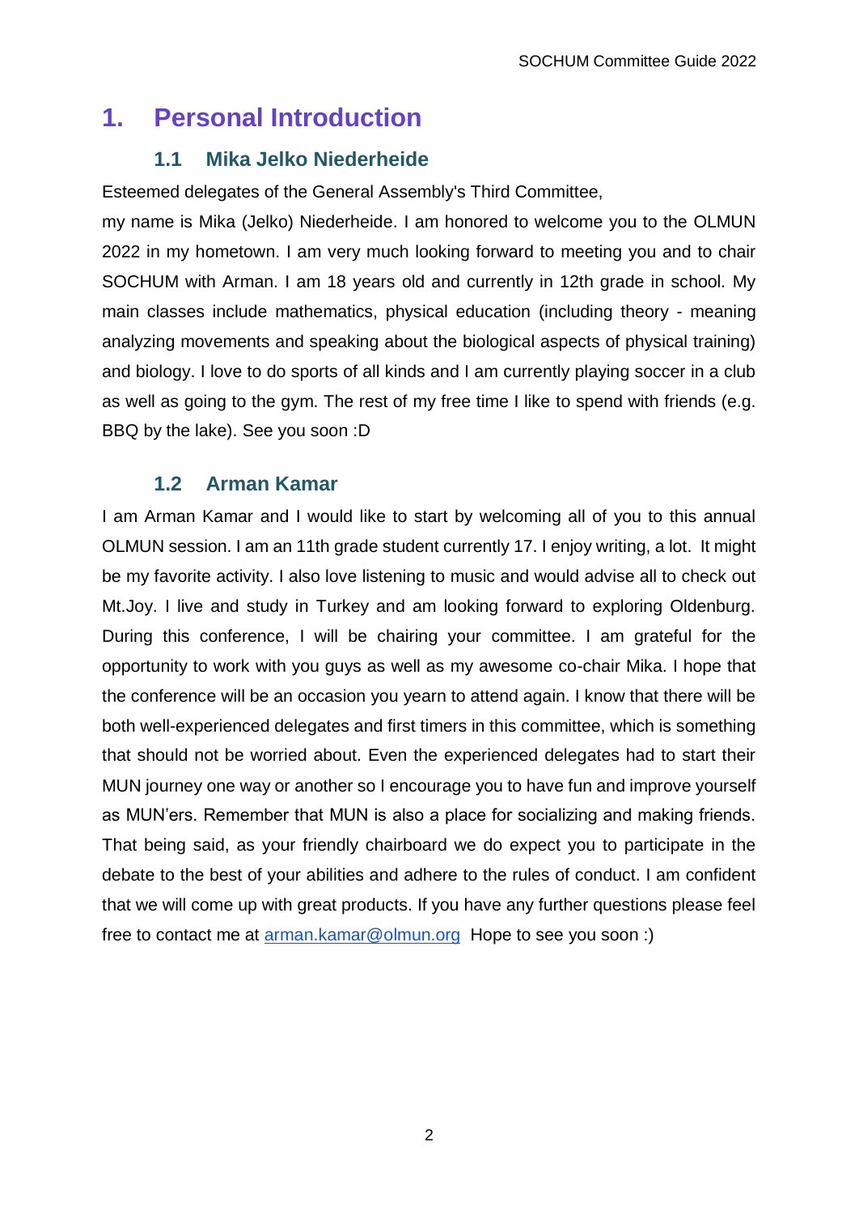# 1. Personal Introduction

## 1.1 Mika Jelko Niederheide

Esteemed delegates of the General Assembly's Third Committee,

my name is Mika (Jelko) Niederheide. I am honored to welcome you to the OLMUN 2022 in my hometown. I am very much looking forward to meeting you and to chair SOCHUM with Arman. I am 18 years old and currently in 12th grade in school. My main classes include mathematics, physical education (including theory - meaning analyzing movements and speaking about the biological aspects of physical training) and biology. I love to do sports of all kinds and I am currently playing soccer in a club as well as going to the gym. The rest of my free time I like to spend with friends (e.g. BBQ by the lake). See you soon :D

## 1.2 Arman Kamar

I am Arman Kamar and I would like to start by welcoming all of you to this annual OLMUN session. I am an 11th grade student currently 17. I enjoy writing, a lot. It might be my favorite activity. I also love listening to music and would advise all to check out Mt.Joy. I live and study in Turkey and am looking forward to exploring Oldenburg. During this conference, I will be chairing your committee. I am grateful for the opportunity to work with you guys as well as my awesome co-chair Mika. I hope that the conference will be an occasion you yearn to attend again. I know that there will be both well-experienced delegates and first timers in this committee, which is something that should not be worried about. Even the experienced delegates had to start their MUN journey one way or another so I encourage you to have fun and improve yourself as MUN'ers. Remember that MUN is also a place for socializing and making friends. That being said, as your friendly chairboard we do expect you to participate in the debate to the best of your abilities and adhere to the rules of conduct. I am confident that we will come up with great products. If you have any further questions please feel free to contact me at [arman.kamar@olmun.org](mailto:arman.kamar@olmun.org) Hope to see you soon :)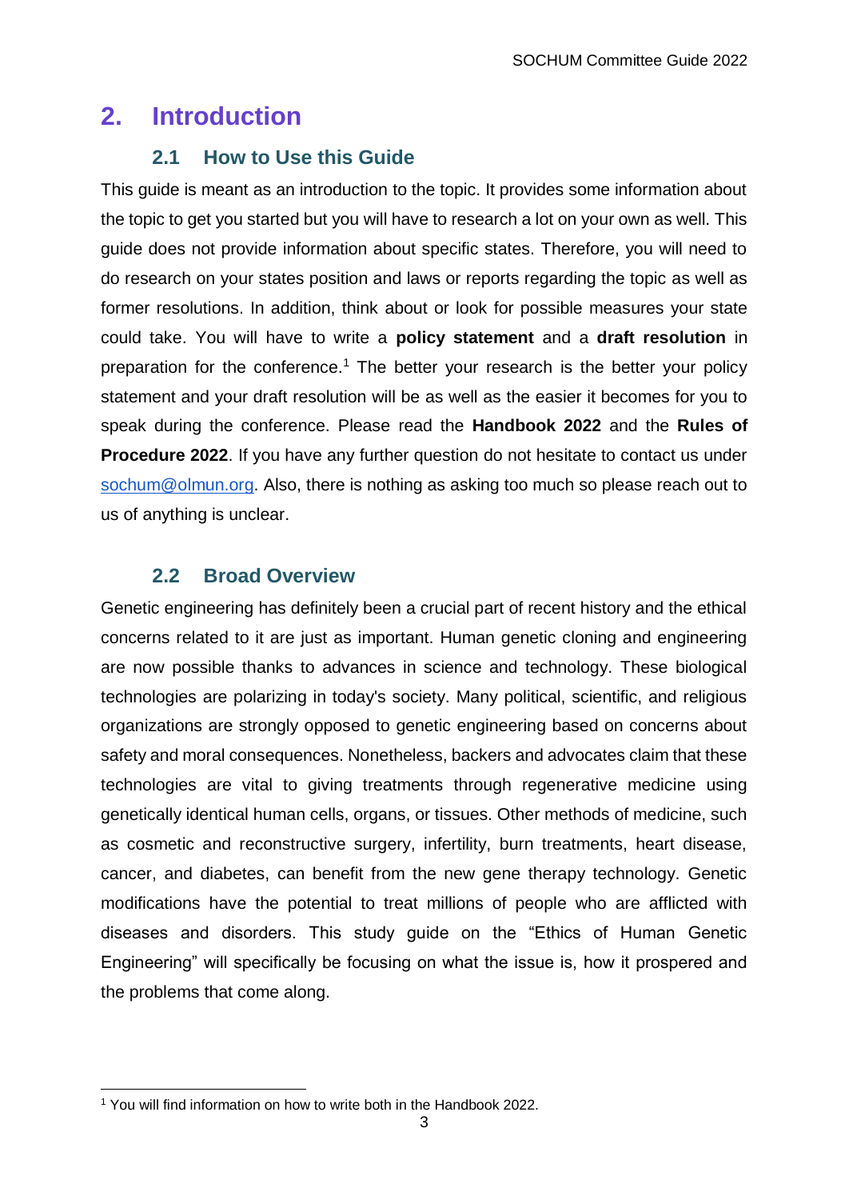# 2. Introduction

## 2.1 How to Use this Guide

This guide is meant as an introduction to the topic. It provides some information about the topic to get you started but you will have to research a lot on your own as well. This guide does not provide information about specific states. Therefore, you will need to do research on your states position and laws or reports regarding the topic as well as former resolutions. In addition, think about or look for possible measures your state could take. You will have to write a **policy statement** and a **draft resolution** in preparation for the conference.[1] The better your research is the better your policy statement and your draft resolution will be as well as the easier it becomes for you to speak during the conference. Please read the **Handbook 2022** and the **Rules of Procedure 2022**. If you have any further question do not hesitate to contact us under sochum@olmun.org. Also, there is nothing as asking too much so please reach out to us of anything is unclear.

## 2.2 Broad Overview

Genetic engineering has definitely been a crucial part of recent history and the ethical concerns related to it are just as important. Human genetic cloning and engineering are now possible thanks to advances in science and technology. These biological technologies are polarizing in today's society. Many political, scientific, and religious organizations are strongly opposed to genetic engineering based on concerns about safety and moral consequences. Nonetheless, backers and advocates claim that these technologies are vital to giving treatments through regenerative medicine using genetically identical human cells, organs, or tissues. Other methods of medicine, such as cosmetic and reconstructive surgery, infertility, burn treatments, heart disease, cancer, and diabetes, can benefit from the new gene therapy technology. Genetic modifications have the potential to treat millions of people who are afflicted with diseases and disorders. This study guide on the "Ethics of Human Genetic Engineering" will specifically be focusing on what the issue is, how it prospered and the problems that come along.

---

[1] You will find information on how to write both in the Handbook 2022.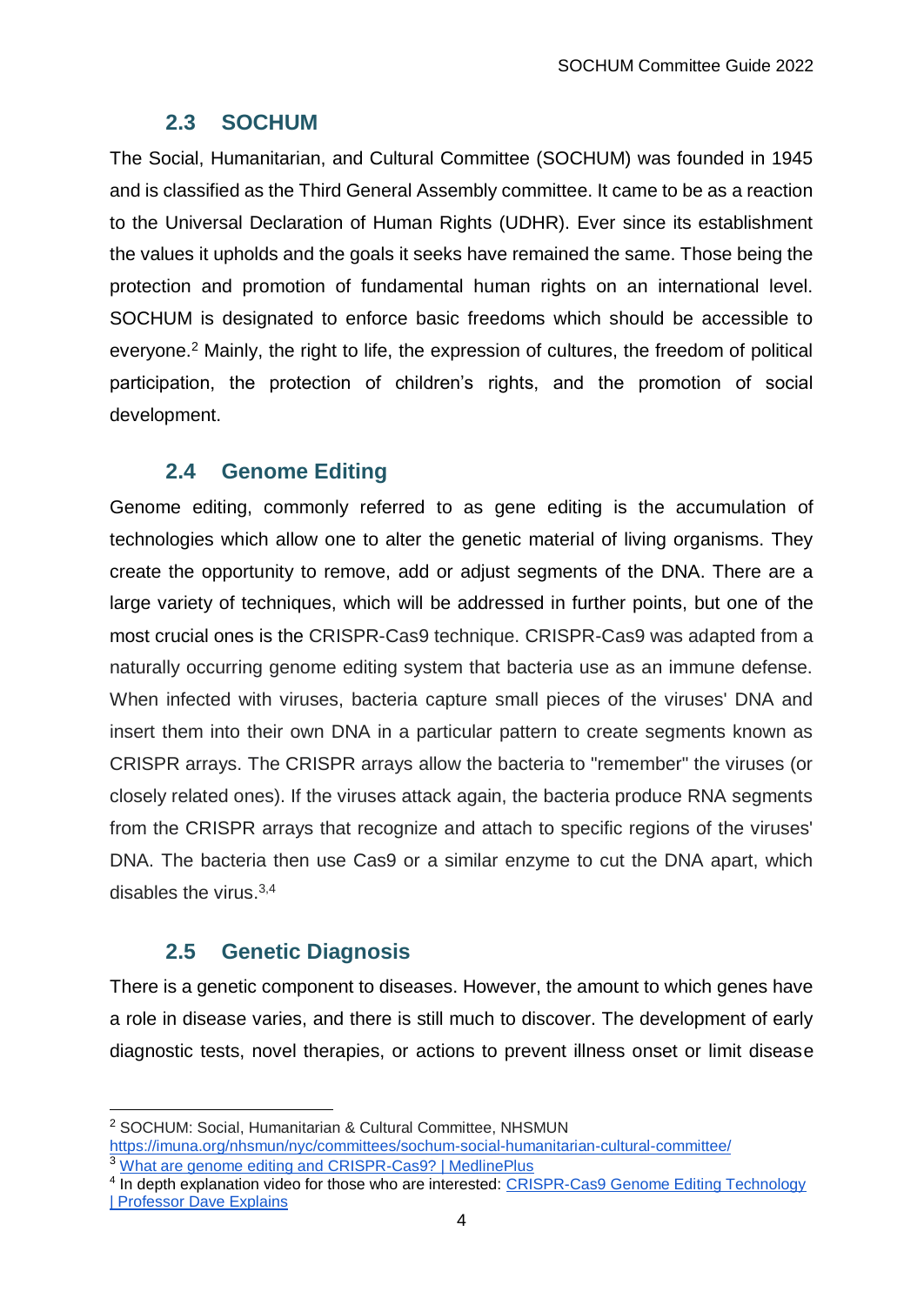## 2.3 SOCHUM

The Social, Humanitarian, and Cultural Committee (SOCHUM) was founded in 1945 and is classified as the Third General Assembly committee. It came to be as a reaction to the Universal Declaration of Human Rights (UDHR). Ever since its establishment the values it upholds and the goals it seeks have remained the same. Those being the protection and promotion of fundamental human rights on an international level. SOCHUM is designated to enforce basic freedoms which should be accessible to everyone.[2] Mainly, the right to life, the expression of cultures, the freedom of political participation, the protection of children's rights, and the promotion of social development.

## 2.4 Genome Editing

Genome editing, commonly referred to as gene editing is the accumulation of technologies which allow one to alter the genetic material of living organisms. They create the opportunity to remove, add or adjust segments of the DNA. There are a large variety of techniques, which will be addressed in further points, but one of the most crucial ones is the CRISPR-Cas9 technique. CRISPR-Cas9 was adapted from a naturally occurring genome editing system that bacteria use as an immune defense. When infected with viruses, bacteria capture small pieces of the viruses' DNA and insert them into their own DNA in a particular pattern to create segments known as CRISPR arrays. The CRISPR arrays allow the bacteria to "remember" the viruses (or closely related ones). If the viruses attack again, the bacteria produce RNA segments from the CRISPR arrays that recognize and attach to specific regions of the viruses' DNA. The bacteria then use Cas9 or a similar enzyme to cut the DNA apart, which disables the virus.[3,4]

## 2.5 Genetic Diagnosis

There is a genetic component to diseases. However, the amount to which genes have a role in disease varies, and there is still much to discover. The development of early diagnostic tests, novel therapies, or actions to prevent illness onset or limit disease

---

[2] SOCHUM: Social, Humanitarian & Cultural Committee, NHSMUN https://imuna.org/nhsmun/nyc/committees/sochum-social-humanitarian-cultural-committee/

[3] What are genome editing and CRISPR-Cas9? | MedlinePlus

[4] In depth explanation video for those who are interested: CRISPR-Cas9 Genome Editing Technology | Professor Dave Explains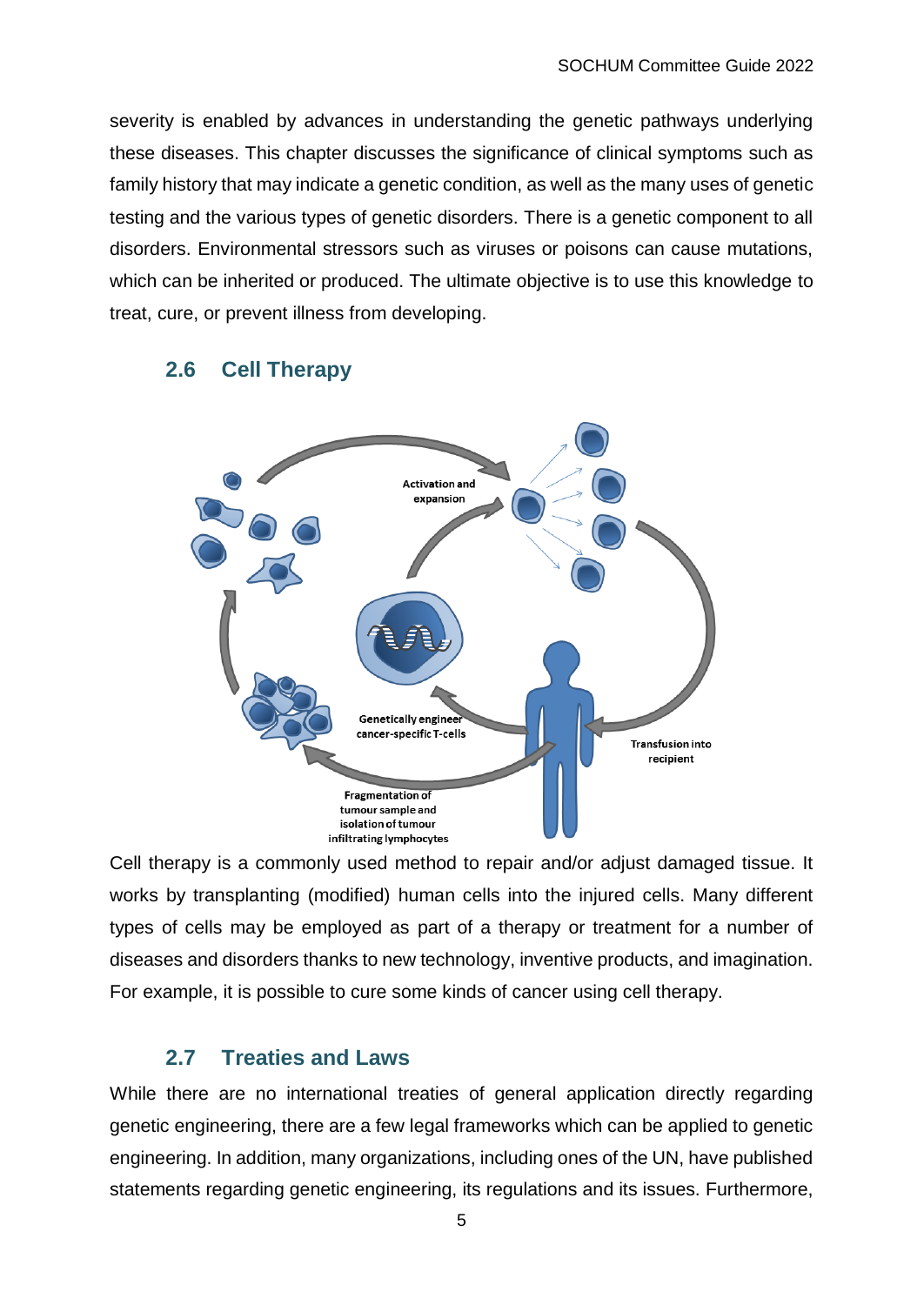severity is enabled by advances in understanding the genetic pathways underlying these diseases. This chapter discusses the significance of clinical symptoms such as family history that may indicate a genetic condition, as well as the many uses of genetic testing and the various types of genetic disorders. There is a genetic component to all disorders. Environmental stressors such as viruses or poisons can cause mutations, which can be inherited or produced. The ultimate objective is to use this knowledge to treat, cure, or prevent illness from developing.

## 2.6 Cell Therapy

Cell therapy is a commonly used method to repair and/or adjust damaged tissue. It works by transplanting (modified) human cells into the injured cells. Many different types of cells may be employed as part of a therapy or treatment for a number of diseases and disorders thanks to new technology, inventive products, and imagination. For example, it is possible to cure some kinds of cancer using cell therapy.

## 2.7 Treaties and Laws

While there are no international treaties of general application directly regarding genetic engineering, there are a few legal frameworks which can be applied to genetic engineering. In addition, many organizations, including ones of the UN, have published statements regarding genetic engineering, its regulations and its issues. Furthermore,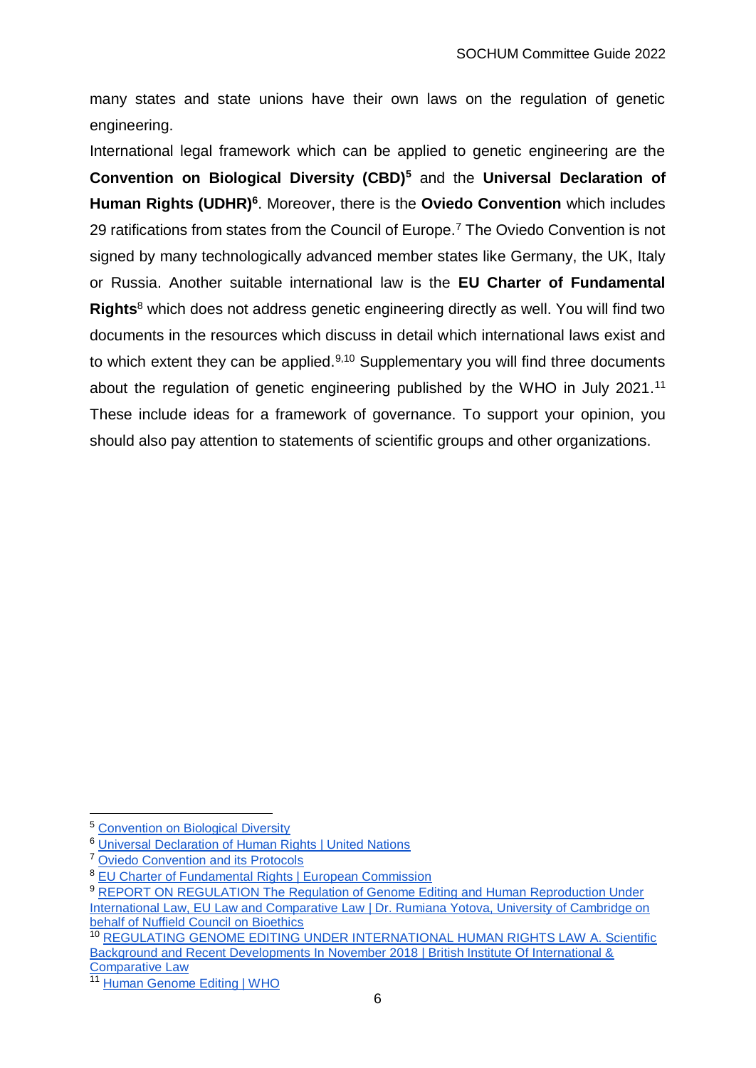many states and state unions have their own laws on the regulation of genetic engineering.

International legal framework which can be applied to genetic engineering are the **Convention on Biological Diversity (CBD)**[5] and the **Universal Declaration of Human Rights (UDHR)**[6]. Moreover, there is the **Oviedo Convention** which includes 29 ratifications from states from the Council of Europe.[7] The Oviedo Convention is not signed by many technologically advanced member states like Germany, the UK, Italy or Russia. Another suitable international law is the **EU Charter of Fundamental Rights**[8] which does not address genetic engineering directly as well. You will find two documents in the resources which discuss in detail which international laws exist and to which extent they can be applied.[9,10] Supplementary you will find three documents about the regulation of genetic engineering published by the WHO in July 2021.[11] These include ideas for a framework of governance. To support your opinion, you should also pay attention to statements of scientific groups and other organizations.

---

[5] Convention on Biological Diversity

[6] Universal Declaration of Human Rights | United Nations

[7] Oviedo Convention and its Protocols

[8] EU Charter of Fundamental Rights | European Commission

[9] REPORT ON REGULATION The Regulation of Genome Editing and Human Reproduction Under International Law, EU Law and Comparative Law | Dr. Rumiana Yotova, University of Cambridge on behalf of Nuffield Council on Bioethics

[10] REGULATING GENOME EDITING UNDER INTERNATIONAL HUMAN RIGHTS LAW A. Scientific Background and Recent Developments In November 2018 | British Institute Of International & Comparative Law

[11] Human Genome Editing | WHO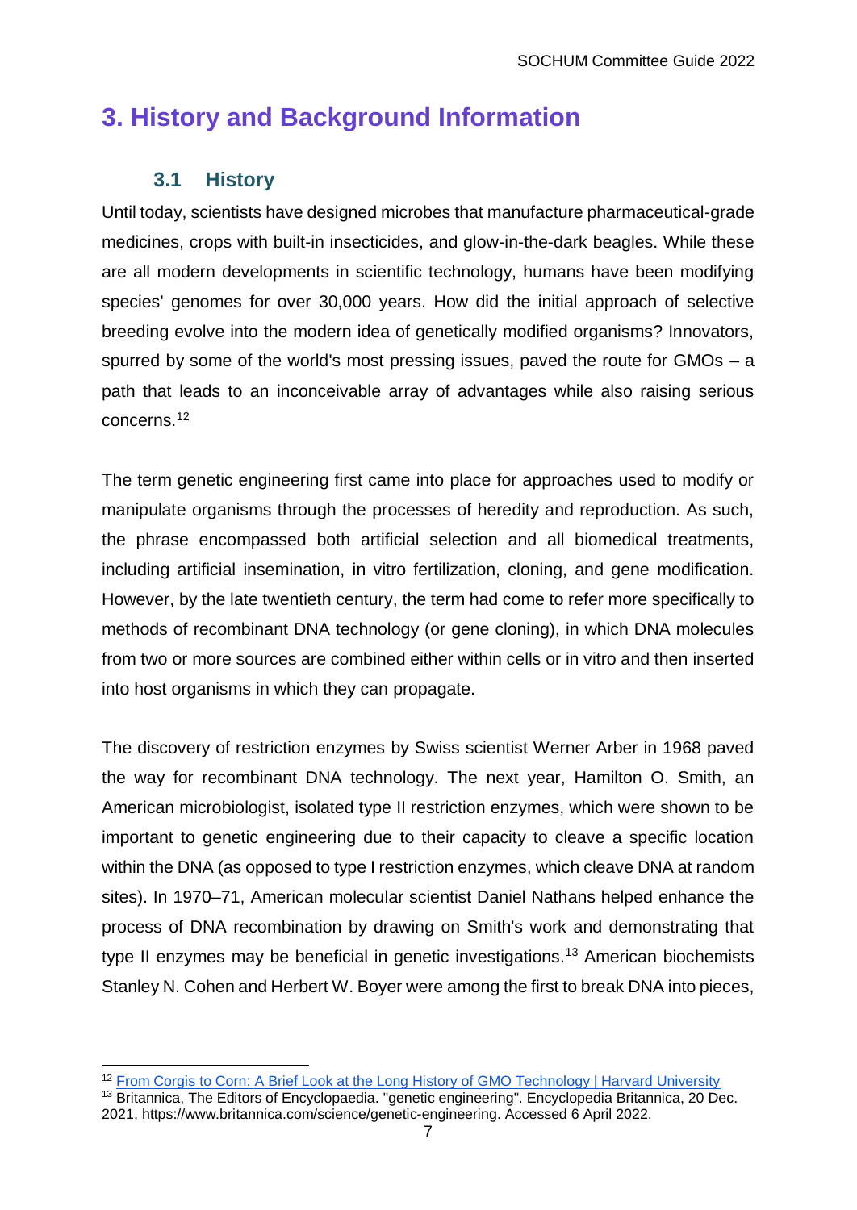# 3. History and Background Information

## 3.1 History

Until today, scientists have designed microbes that manufacture pharmaceutical-grade medicines, crops with built-in insecticides, and glow-in-the-dark beagles. While these are all modern developments in scientific technology, humans have been modifying species' genomes for over 30,000 years. How did the initial approach of selective breeding evolve into the modern idea of genetically modified organisms? Innovators, spurred by some of the world's most pressing issues, paved the route for GMOs – a path that leads to an inconceivable array of advantages while also raising serious concerns.[12]

The term genetic engineering first came into place for approaches used to modify or manipulate organisms through the processes of heredity and reproduction. As such, the phrase encompassed both artificial selection and all biomedical treatments, including artificial insemination, in vitro fertilization, cloning, and gene modification. However, by the late twentieth century, the term had come to refer more specifically to methods of recombinant DNA technology (or gene cloning), in which DNA molecules from two or more sources are combined either within cells or in vitro and then inserted into host organisms in which they can propagate.

The discovery of restriction enzymes by Swiss scientist Werner Arber in 1968 paved the way for recombinant DNA technology. The next year, Hamilton O. Smith, an American microbiologist, isolated type II restriction enzymes, which were shown to be important to genetic engineering due to their capacity to cleave a specific location within the DNA (as opposed to type I restriction enzymes, which cleave DNA at random sites). In 1970–71, American molecular scientist Daniel Nathans helped enhance the process of DNA recombination by drawing on Smith's work and demonstrating that type II enzymes may be beneficial in genetic investigations.[13] American biochemists Stanley N. Cohen and Herbert W. Boyer were among the first to break DNA into pieces,

---

[12] From Corgis to Corn: A Brief Look at the Long History of GMO Technology | Harvard University

[13] Britannica, The Editors of Encyclopaedia. "genetic engineering". Encyclopedia Britannica, 20 Dec. 2021, https://www.britannica.com/science/genetic-engineering. Accessed 6 April 2022.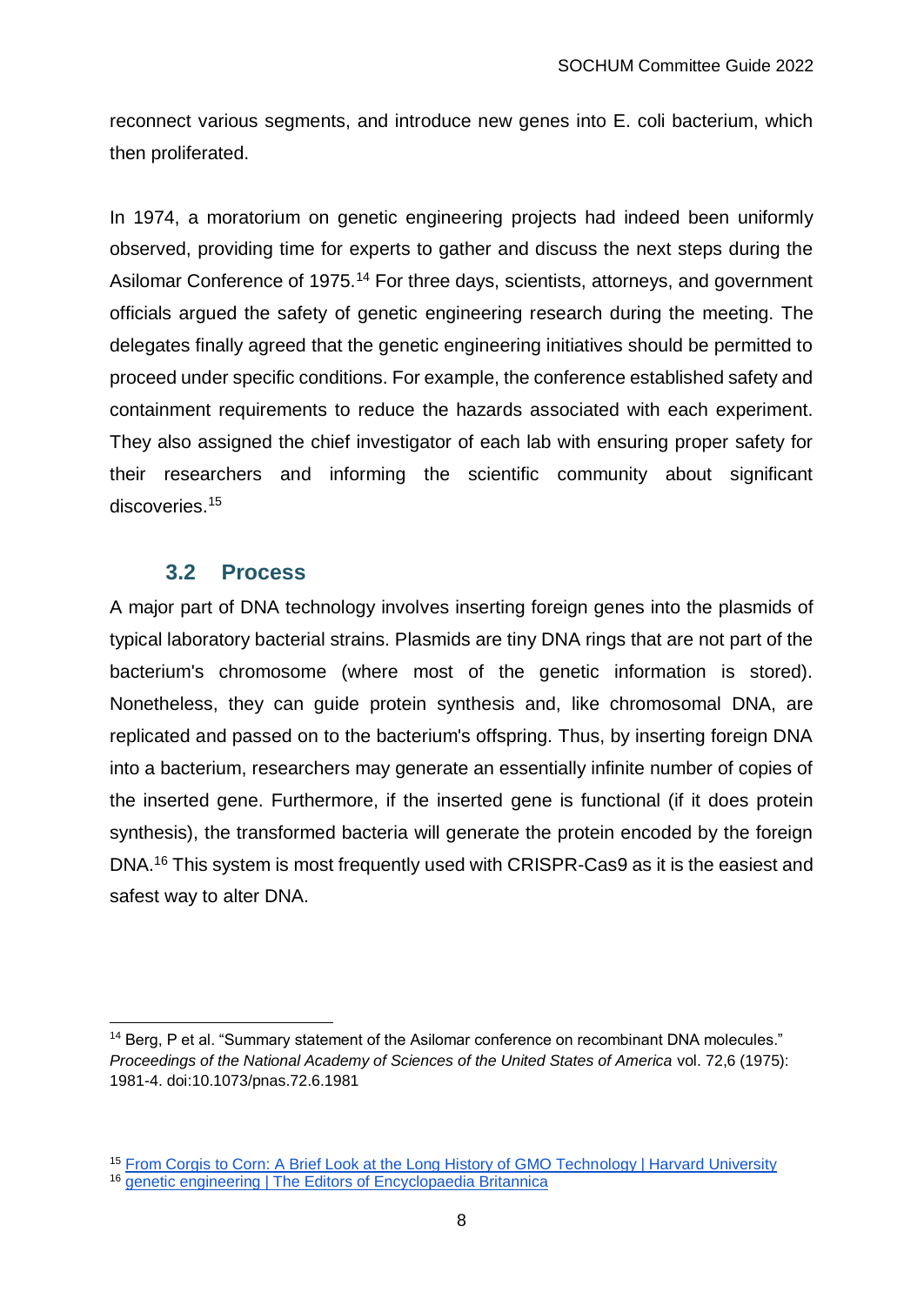reconnect various segments, and introduce new genes into E. coli bacterium, which then proliferated.

In 1974, a moratorium on genetic engineering projects had indeed been uniformly observed, providing time for experts to gather and discuss the next steps during the Asilomar Conference of 1975.[14] For three days, scientists, attorneys, and government officials argued the safety of genetic engineering research during the meeting. The delegates finally agreed that the genetic engineering initiatives should be permitted to proceed under specific conditions. For example, the conference established safety and containment requirements to reduce the hazards associated with each experiment. They also assigned the chief investigator of each lab with ensuring proper safety for their researchers and informing the scientific community about significant discoveries.[15]

### 3.2 Process

A major part of DNA technology involves inserting foreign genes into the plasmids of typical laboratory bacterial strains. Plasmids are tiny DNA rings that are not part of the bacterium's chromosome (where most of the genetic information is stored). Nonetheless, they can guide protein synthesis and, like chromosomal DNA, are replicated and passed on to the bacterium's offspring. Thus, by inserting foreign DNA into a bacterium, researchers may generate an essentially infinite number of copies of the inserted gene. Furthermore, if the inserted gene is functional (if it does protein synthesis), the transformed bacteria will generate the protein encoded by the foreign DNA.[16] This system is most frequently used with CRISPR-Cas9 as it is the easiest and safest way to alter DNA.

---

[14] Berg, P et al. "Summary statement of the Asilomar conference on recombinant DNA molecules." *Proceedings of the National Academy of Sciences of the United States of America* vol. 72,6 (1975): 1981-4. doi:10.1073/pnas.72.6.1981

[15] From Corgis to Corn: A Brief Look at the Long History of GMO Technology | Harvard University

[16] genetic engineering | The Editors of Encyclopaedia Britannica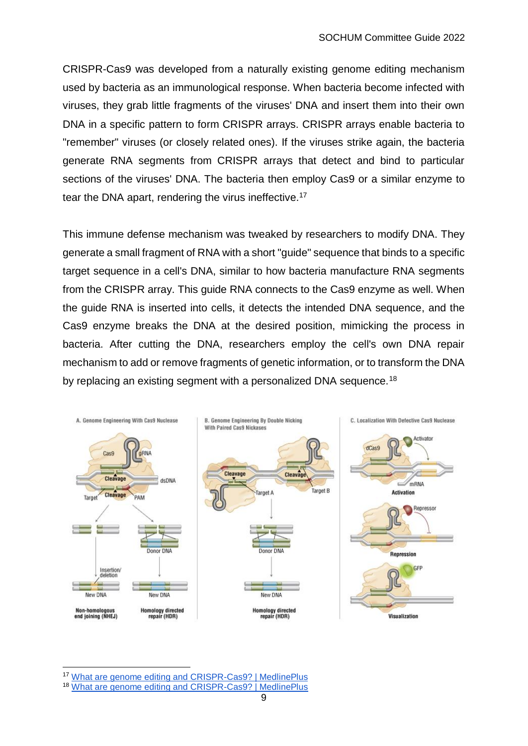CRISPR-Cas9 was developed from a naturally existing genome editing mechanism used by bacteria as an immunological response. When bacteria become infected with viruses, they grab little fragments of the viruses' DNA and insert them into their own DNA in a specific pattern to form CRISPR arrays. CRISPR arrays enable bacteria to "remember" viruses (or closely related ones). If the viruses strike again, the bacteria generate RNA segments from CRISPR arrays that detect and bind to particular sections of the viruses' DNA. The bacteria then employ Cas9 or a similar enzyme to tear the DNA apart, rendering the virus ineffective.[17]

This immune defense mechanism was tweaked by researchers to modify DNA. They generate a small fragment of RNA with a short "guide" sequence that binds to a specific target sequence in a cell's DNA, similar to how bacteria manufacture RNA segments from the CRISPR array. This guide RNA connects to the Cas9 enzyme as well. When the guide RNA is inserted into cells, it detects the intended DNA sequence, and the Cas9 enzyme breaks the DNA at the desired position, mimicking the process in bacteria. After cutting the DNA, researchers employ the cell's own DNA repair mechanism to add or remove fragments of genetic information, or to transform the DNA by replacing an existing segment with a personalized DNA sequence.[18]

---

[17] What are genome editing and CRISPR-Cas9? | MedlinePlus

[18] What are genome editing and CRISPR-Cas9? | MedlinePlus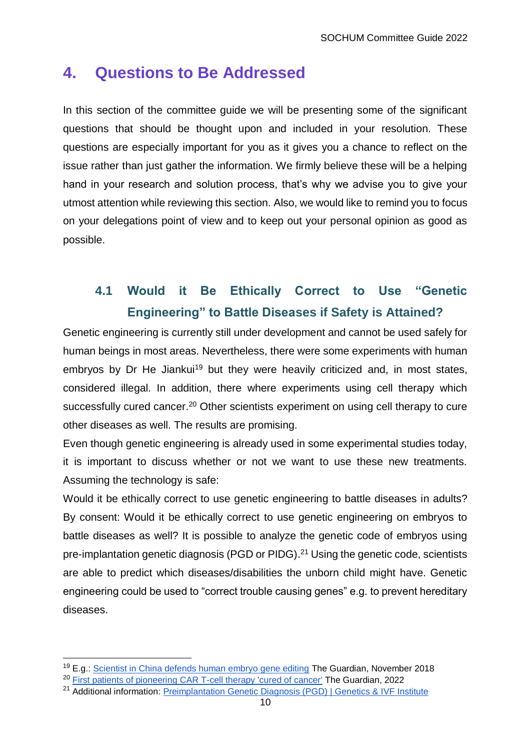## 4. Questions to Be Addressed

In this section of the committee guide we will be presenting some of the significant questions that should be thought upon and included in your resolution. These questions are especially important for you as it gives you a chance to reflect on the issue rather than just gather the information. We firmly believe these will be a helping hand in your research and solution process, that's why we advise you to give your utmost attention while reviewing this section. Also, we would like to remind you to focus on your delegations point of view and to keep out your personal opinion as good as possible.

### 4.1 Would it Be Ethically Correct to Use "Genetic Engineering" to Battle Diseases if Safety is Attained?

Genetic engineering is currently still under development and cannot be used safely for human beings in most areas. Nevertheless, there were some experiments with human embryos by Dr He Jiankui[19] but they were heavily criticized and, in most states, considered illegal. In addition, there where experiments using cell therapy which successfully cured cancer.[20] Other scientists experiment on using cell therapy to cure other diseases as well. The results are promising.

Even though genetic engineering is already used in some experimental studies today, it is important to discuss whether or not we want to use these new treatments. Assuming the technology is safe:

Would it be ethically correct to use genetic engineering to battle diseases in adults? By consent: Would it be ethically correct to use genetic engineering on embryos to battle diseases as well? It is possible to analyze the genetic code of embryos using pre-implantation genetic diagnosis (PGD or PIDG).[21] Using the genetic code, scientists are able to predict which diseases/disabilities the unborn child might have. Genetic engineering could be used to "correct trouble causing genes" e.g. to prevent hereditary diseases.

---

[19] E.g.: [Scientist in China defends human embryo gene editing](#) The Guardian, November 2018

[20] [First patients of pioneering CAR T-cell therapy 'cured of cancer'](#) The Guardian, 2022

[21] Additional information: [Preimplantation Genetic Diagnosis (PGD) | Genetics & IVF Institute](#)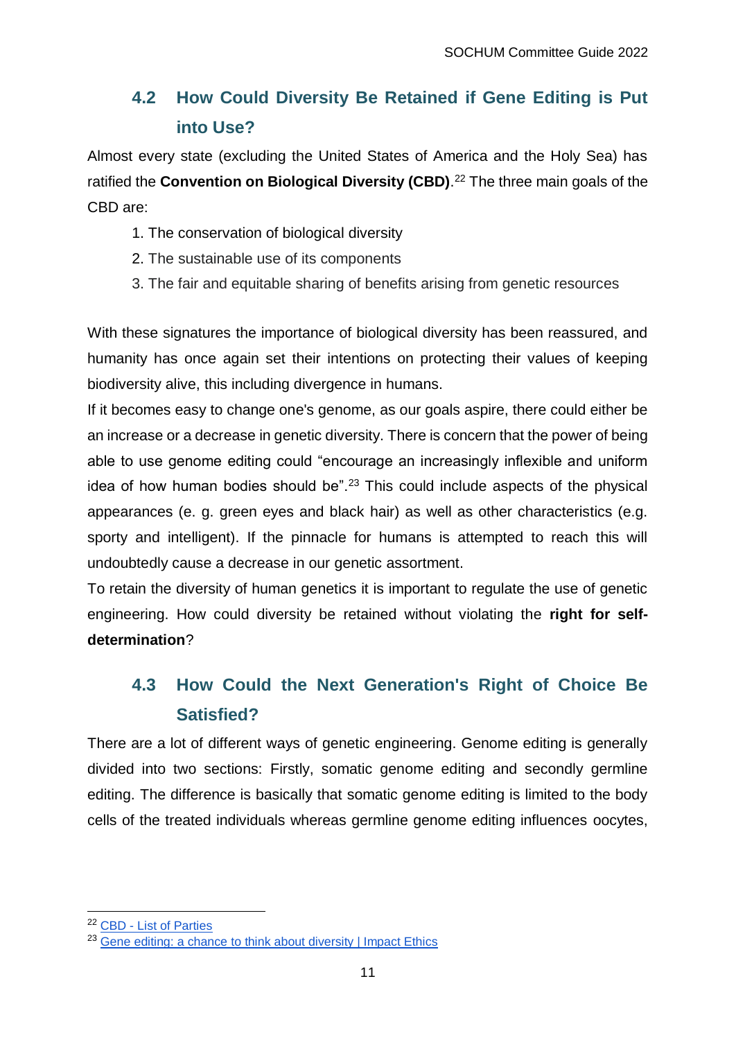## 4.2 How Could Diversity Be Retained if Gene Editing is Put into Use?

Almost every state (excluding the United States of America and the Holy Sea) has ratified the **Convention on Biological Diversity (CBD)**.[22] The three main goals of the CBD are:

1. The conservation of biological diversity
2. The sustainable use of its components
3. The fair and equitable sharing of benefits arising from genetic resources

With these signatures the importance of biological diversity has been reassured, and humanity has once again set their intentions on protecting their values of keeping biodiversity alive, this including divergence in humans.

If it becomes easy to change one's genome, as our goals aspire, there could either be an increase or a decrease in genetic diversity. There is concern that the power of being able to use genome editing could "encourage an increasingly inflexible and uniform idea of how human bodies should be".[23] This could include aspects of the physical appearances (e. g. green eyes and black hair) as well as other characteristics (e.g. sporty and intelligent). If the pinnacle for humans is attempted to reach this will undoubtedly cause a decrease in our genetic assortment.

To retain the diversity of human genetics it is important to regulate the use of genetic engineering. How could diversity be retained without violating the **right for self-determination**?

## 4.3 How Could the Next Generation's Right of Choice Be Satisfied?

There are a lot of different ways of genetic engineering. Genome editing is generally divided into two sections: Firstly, somatic genome editing and secondly germline editing. The difference is basically that somatic genome editing is limited to the body cells of the treated individuals whereas germline genome editing influences oocytes,

---

[22] CBD - List of Parties

[23] Gene editing: a chance to think about diversity | Impact Ethics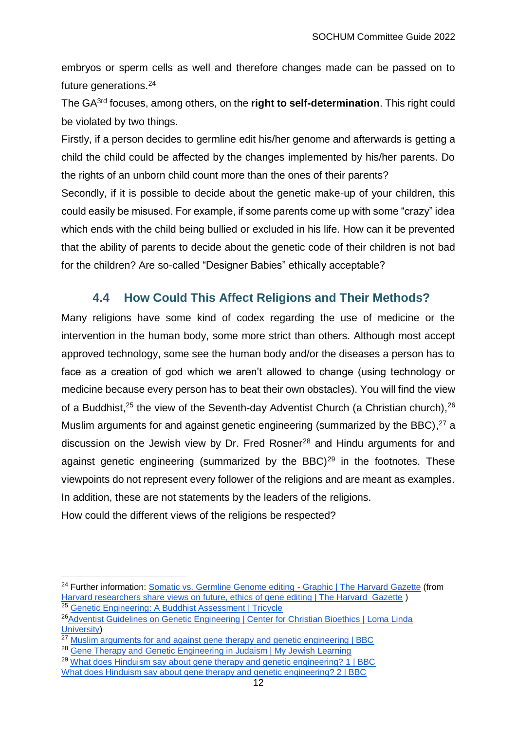embryos or sperm cells as well and therefore changes made can be passed on to future generations.[24]

The GA[3rd] focuses, among others, on the **right to self-determination**. This right could be violated by two things.

Firstly, if a person decides to germline edit his/her genome and afterwards is getting a child the child could be affected by the changes implemented by his/her parents. Do the rights of an unborn child count more than the ones of their parents?

Secondly, if it is possible to decide about the genetic make-up of your children, this could easily be misused. For example, if some parents come up with some "crazy" idea which ends with the child being bullied or excluded in his life. How can it be prevented that the ability of parents to decide about the genetic code of their children is not bad for the children? Are so-called "Designer Babies" ethically acceptable?

## 4.4 How Could This Affect Religions and Their Methods?

Many religions have some kind of codex regarding the use of medicine or the intervention in the human body, some more strict than others. Although most accept approved technology, some see the human body and/or the diseases a person has to face as a creation of god which we aren't allowed to change (using technology or medicine because every person has to beat their own obstacles). You will find the view of a Buddhist,[25] the view of the Seventh-day Adventist Church (a Christian church),[26] Muslim arguments for and against genetic engineering (summarized by the BBC),[27] a discussion on the Jewish view by Dr. Fred Rosner[28] and Hindu arguments for and against genetic engineering (summarized by the BBC)[29] in the footnotes. These viewpoints do not represent every follower of the religions and are meant as examples. In addition, these are not statements by the leaders of the religions.

How could the different views of the religions be respected?

---

[24] Further information: Somatic vs. Germline Genome editing - Graphic | The Harvard Gazette (from Harvard researchers share views on future, ethics of gene editing | The Harvard Gazette )

[25] Genetic Engineering: A Buddhist Assessment | Tricycle

[26] Adventist Guidelines on Genetic Engineering | Center for Christian Bioethics | Loma Linda University)

[27] Muslim arguments for and against gene therapy and genetic engineering | BBC

[28] Gene Therapy and Genetic Engineering in Judaism | My Jewish Learning

[29] What does Hinduism say about gene therapy and genetic engineering? 1 | BBC
What does Hinduism say about gene therapy and genetic engineering? 2 | BBC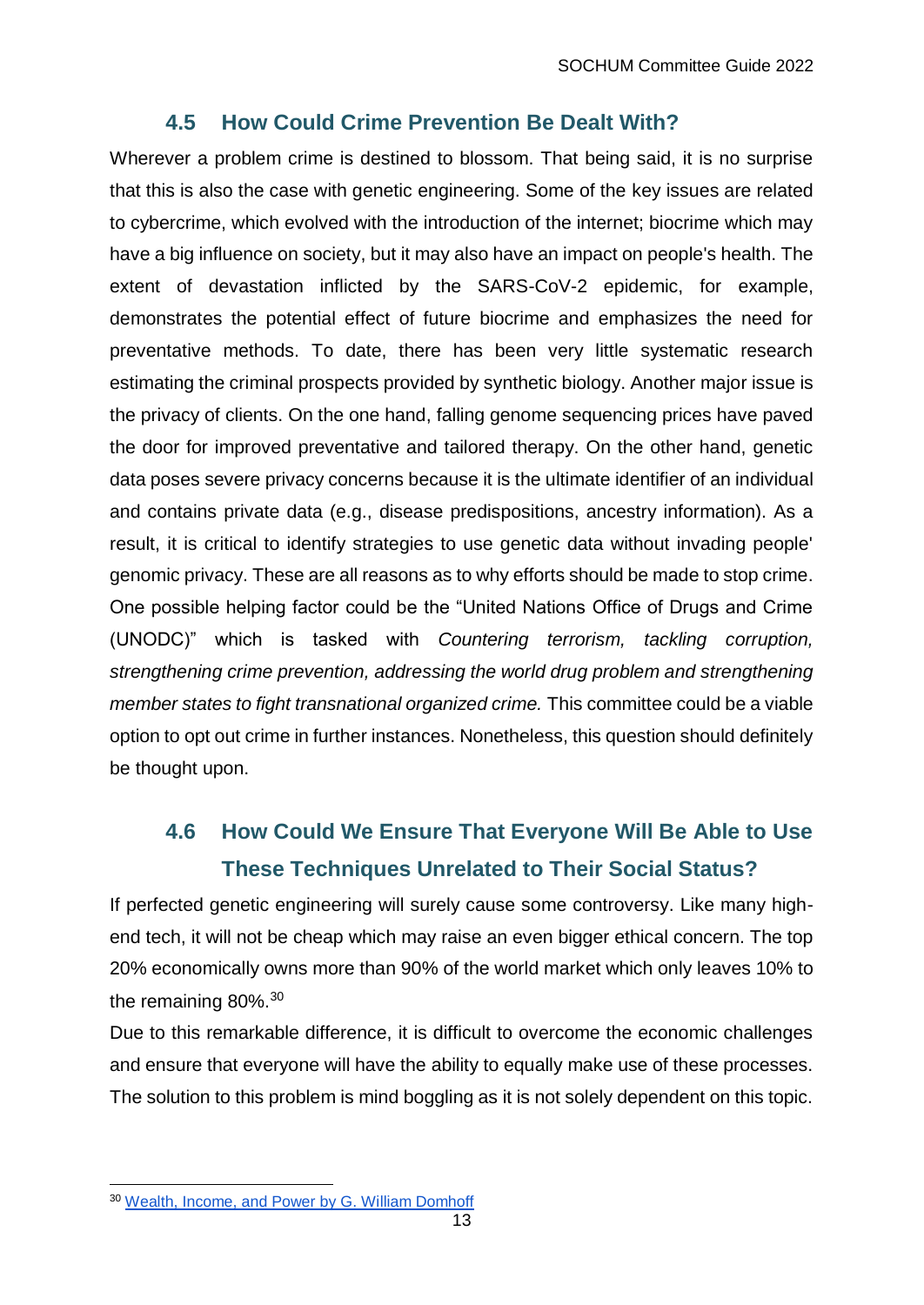## 4.5 How Could Crime Prevention Be Dealt With?

Wherever a problem crime is destined to blossom. That being said, it is no surprise that this is also the case with genetic engineering. Some of the key issues are related to cybercrime, which evolved with the introduction of the internet; biocrime which may have a big influence on society, but it may also have an impact on people's health. The extent of devastation inflicted by the SARS-CoV-2 epidemic, for example, demonstrates the potential effect of future biocrime and emphasizes the need for preventative methods. To date, there has been very little systematic research estimating the criminal prospects provided by synthetic biology. Another major issue is the privacy of clients. On the one hand, falling genome sequencing prices have paved the door for improved preventative and tailored therapy. On the other hand, genetic data poses severe privacy concerns because it is the ultimate identifier of an individual and contains private data (e.g., disease predispositions, ancestry information). As a result, it is critical to identify strategies to use genetic data without invading people' genomic privacy. These are all reasons as to why efforts should be made to stop crime. One possible helping factor could be the "United Nations Office of Drugs and Crime (UNODC)" which is tasked with *Countering terrorism, tackling corruption, strengthening crime prevention, addressing the world drug problem and strengthening member states to fight transnational organized crime.* This committee could be a viable option to opt out crime in further instances. Nonetheless, this question should definitely be thought upon.

## 4.6 How Could We Ensure That Everyone Will Be Able to Use These Techniques Unrelated to Their Social Status?

If perfected genetic engineering will surely cause some controversy. Like many high-end tech, it will not be cheap which may raise an even bigger ethical concern. The top 20% economically owns more than 90% of the world market which only leaves 10% to the remaining 80%.[30]

Due to this remarkable difference, it is difficult to overcome the economic challenges and ensure that everyone will have the ability to equally make use of these processes. The solution to this problem is mind boggling as it is not solely dependent on this topic.

---

[30] Wealth, Income, and Power by G. William Domhoff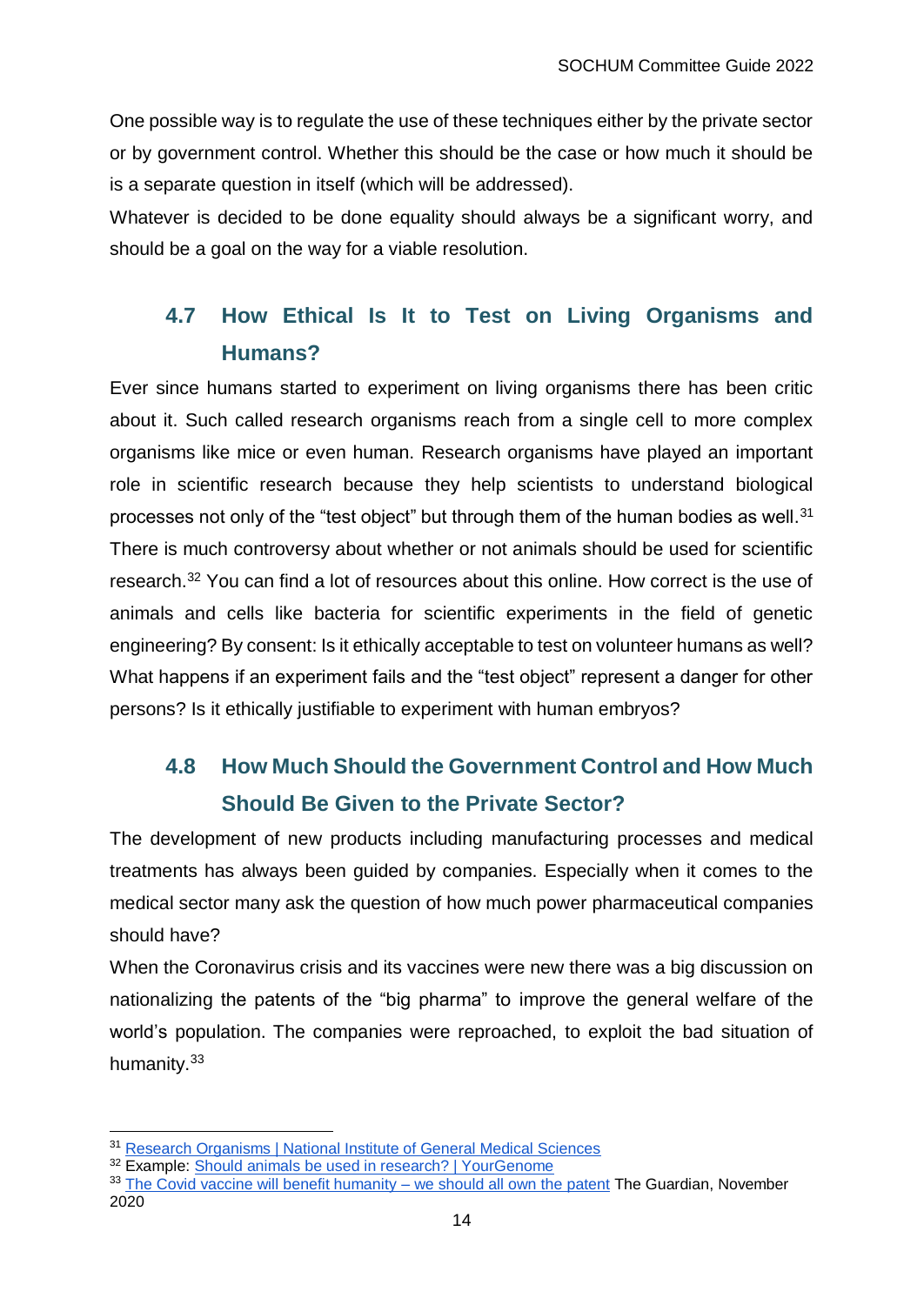One possible way is to regulate the use of these techniques either by the private sector or by government control. Whether this should be the case or how much it should be is a separate question in itself (which will be addressed).

Whatever is decided to be done equality should always be a significant worry, and should be a goal on the way for a viable resolution.

## 4.7 How Ethical Is It to Test on Living Organisms and Humans?

Ever since humans started to experiment on living organisms there has been critic about it. Such called research organisms reach from a single cell to more complex organisms like mice or even human. Research organisms have played an important role in scientific research because they help scientists to understand biological processes not only of the "test object" but through them of the human bodies as well.[31] There is much controversy about whether or not animals should be used for scientific research.[32] You can find a lot of resources about this online. How correct is the use of animals and cells like bacteria for scientific experiments in the field of genetic engineering? By consent: Is it ethically acceptable to test on volunteer humans as well? What happens if an experiment fails and the "test object" represent a danger for other persons? Is it ethically justifiable to experiment with human embryos?

## 4.8 How Much Should the Government Control and How Much Should Be Given to the Private Sector?

The development of new products including manufacturing processes and medical treatments has always been guided by companies. Especially when it comes to the medical sector many ask the question of how much power pharmaceutical companies should have?

When the Coronavirus crisis and its vaccines were new there was a big discussion on nationalizing the patents of the "big pharma" to improve the general welfare of the world's population. The companies were reproached, to exploit the bad situation of humanity.[33]

---

[31] Research Organisms | National Institute of General Medical Sciences

[32] Example: Should animals be used in research? | YourGenome

[33] The Covid vaccine will benefit humanity – we should all own the patent The Guardian, November 2020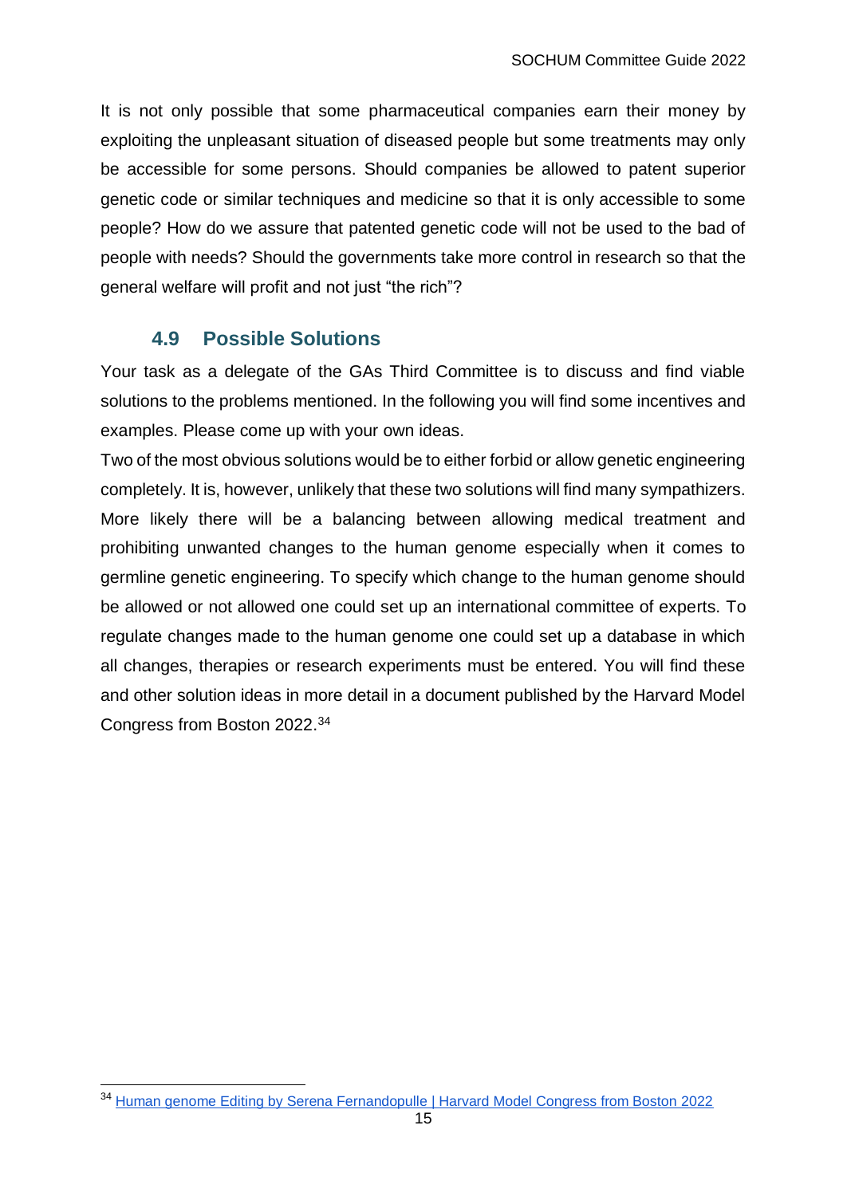It is not only possible that some pharmaceutical companies earn their money by exploiting the unpleasant situation of diseased people but some treatments may only be accessible for some persons. Should companies be allowed to patent superior genetic code or similar techniques and medicine so that it is only accessible to some people? How do we assure that patented genetic code will not be used to the bad of people with needs? Should the governments take more control in research so that the general welfare will profit and not just "the rich"?

### 4.9 Possible Solutions

Your task as a delegate of the GAs Third Committee is to discuss and find viable solutions to the problems mentioned. In the following you will find some incentives and examples. Please come up with your own ideas.

Two of the most obvious solutions would be to either forbid or allow genetic engineering completely. It is, however, unlikely that these two solutions will find many sympathizers. More likely there will be a balancing between allowing medical treatment and prohibiting unwanted changes to the human genome especially when it comes to germline genetic engineering. To specify which change to the human genome should be allowed or not allowed one could set up an international committee of experts. To regulate changes made to the human genome one could set up a database in which all changes, therapies or research experiments must be entered. You will find these and other solution ideas in more detail in a document published by the Harvard Model Congress from Boston 2022.[34]

[34] Human genome Editing by Serena Fernandopulle | Harvard Model Congress from Boston 2022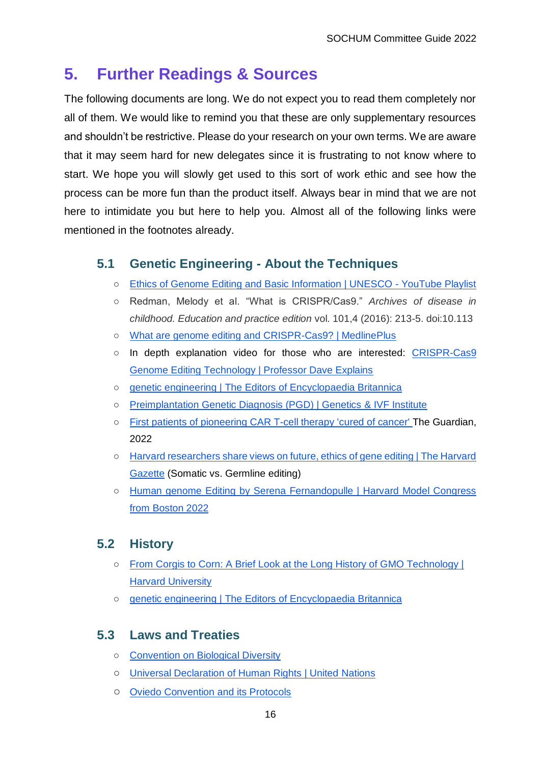# 5. Further Readings & Sources

The following documents are long. We do not expect you to read them completely nor all of them. We would like to remind you that these are only supplementary resources and shouldn't be restrictive. Please do your research on your own terms. We are aware that it may seem hard for new delegates since it is frustrating to not know where to start. We hope you will slowly get used to this sort of work ethic and see how the process can be more fun than the product itself. Always bear in mind that we are not here to intimidate you but here to help you. Almost all of the following links were mentioned in the footnotes already.

## 5.1 Genetic Engineering - About the Techniques

- Ethics of Genome Editing and Basic Information | UNESCO - YouTube Playlist
- Redman, Melody et al. "What is CRISPR/Cas9." *Archives of disease in childhood. Education and practice edition* vol. 101,4 (2016): 213-5. doi:10.113
- What are genome editing and CRISPR-Cas9? | MedlinePlus
- In depth explanation video for those who are interested: CRISPR-Cas9 Genome Editing Technology | Professor Dave Explains
- genetic engineering | The Editors of Encyclopaedia Britannica
- Preimplantation Genetic Diagnosis (PGD) | Genetics & IVF Institute
- First patients of pioneering CAR T-cell therapy 'cured of cancer' The Guardian, 2022
- Harvard researchers share views on future, ethics of gene editing | The Harvard Gazette (Somatic vs. Germline editing)
- Human genome Editing by Serena Fernandopulle | Harvard Model Congress from Boston 2022

## 5.2 History

- From Corgis to Corn: A Brief Look at the Long History of GMO Technology | Harvard University
- genetic engineering | The Editors of Encyclopaedia Britannica

## 5.3 Laws and Treaties

- Convention on Biological Diversity
- Universal Declaration of Human Rights | United Nations
- Oviedo Convention and its Protocols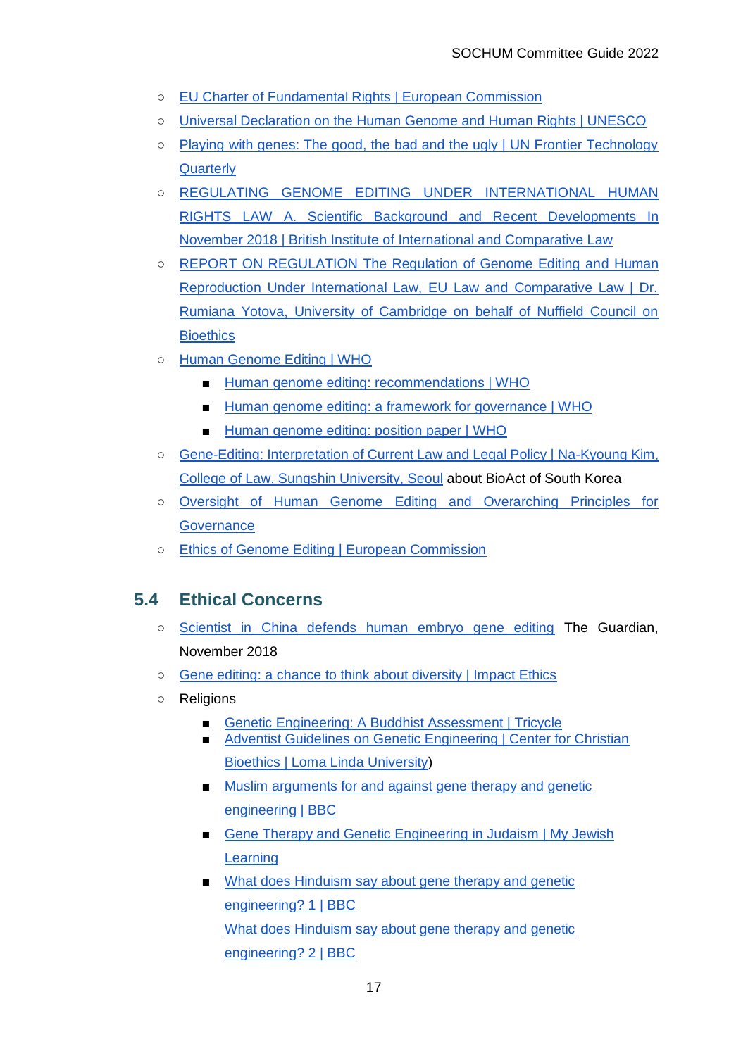- EU Charter of Fundamental Rights | European Commission
- Universal Declaration on the Human Genome and Human Rights | UNESCO
- Playing with genes: The good, the bad and the ugly | UN Frontier Technology Quarterly
- REGULATING GENOME EDITING UNDER INTERNATIONAL HUMAN RIGHTS LAW A. Scientific Background and Recent Developments In November 2018 | British Institute of International and Comparative Law
- REPORT ON REGULATION The Regulation of Genome Editing and Human Reproduction Under International Law, EU Law and Comparative Law | Dr. Rumiana Yotova, University of Cambridge on behalf of Nuffield Council on Bioethics
- Human Genome Editing | WHO
    - Human genome editing: recommendations | WHO
    - Human genome editing: a framework for governance | WHO
    - Human genome editing: position paper | WHO
- Gene-Editing: Interpretation of Current Law and Legal Policy | Na-Kyoung Kim, College of Law, Sungshin University, Seoul about BioAct of South Korea
- Oversight of Human Genome Editing and Overarching Principles for Governance
- Ethics of Genome Editing | European Commission

## 5.4 Ethical Concerns

- Scientist in China defends human embryo gene editing The Guardian, November 2018
- Gene editing: a chance to think about diversity | Impact Ethics
- Religions
    - Genetic Engineering: A Buddhist Assessment | Tricycle
    - Adventist Guidelines on Genetic Engineering | Center for Christian Bioethics | Loma Linda University)
    - Muslim arguments for and against gene therapy and genetic engineering | BBC
    - Gene Therapy and Genetic Engineering in Judaism | My Jewish Learning
    - What does Hinduism say about gene therapy and genetic engineering? 1 | BBC
      What does Hinduism say about gene therapy and genetic engineering? 2 | BBC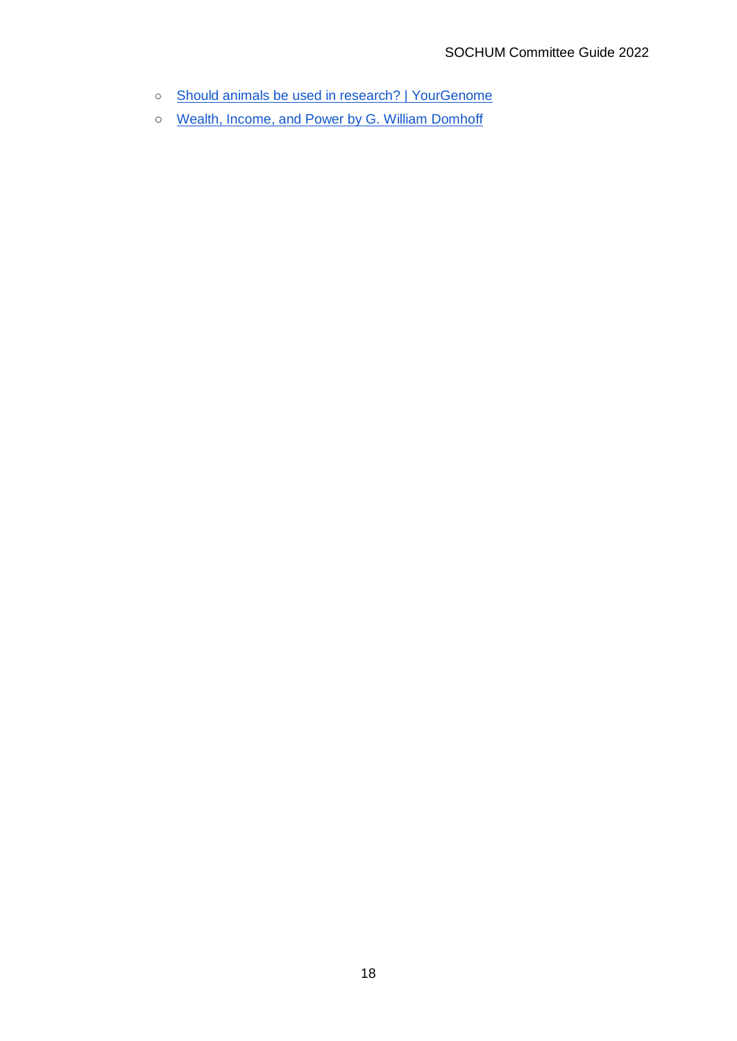- Should animals be used in research? | YourGenome
- Wealth, Income, and Power by G. William Domhoff